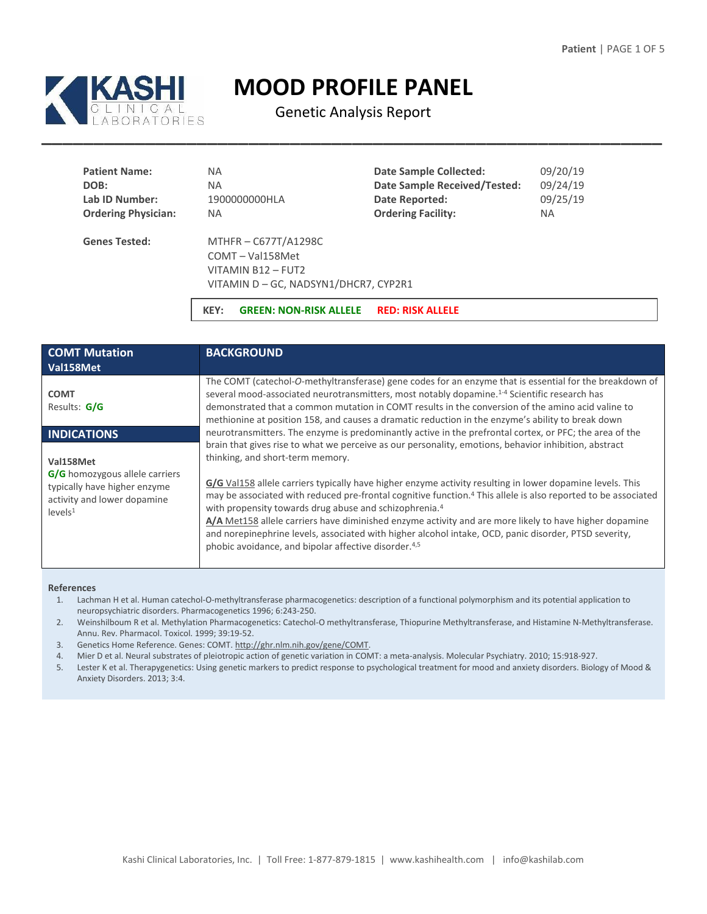# MOOD PROFILE PANEL

Genetic Analysis Report

KASHI CLINICAL LABORATORIES

| | | | |
|---|---|---|---|
| **Patient Name:** | NA | **Date Sample Collected:** | 09/20/19 |
| **DOB:** | NA | **Date Sample Received/Tested:** | 09/24/19 |
| **Lab ID Number:** | 1900000000HLA | **Date Reported:** | 09/25/19 |
| **Ordering Physician:** | NA | **Ordering Facility:** | NA |

**Genes Tested:**

- MTHFR – C677T/A1298C
- COMT – Val158Met
- VITAMIN B12 – FUT2
- VITAMIN D – GC, NADSYN1/DHCR7, CYP2R1

**KEY:** **GREEN: NON-RISK ALLELE** **RED: RISK ALLELE**

## COMT Mutation Val158Met

**COMT**
Results: **G/G**

### INDICATIONS

**Val158Met**
**G/G** homozygous allele carriers typically have higher enzyme activity and lower dopamine levels[1]

### BACKGROUND

The COMT (catechol-*O*-methyltransferase) gene codes for an enzyme that is essential for the breakdown of several mood-associated neurotransmitters, most notably dopamine.[1-4] Scientific research has demonstrated that a common mutation in COMT results in the conversion of the amino acid valine to methionine at position 158, and causes a dramatic reduction in the enzyme's ability to break down neurotransmitters. The enzyme is predominantly active in the prefrontal cortex, or PFC; the area of the brain that gives rise to what we perceive as our personality, emotions, behavior inhibition, abstract thinking, and short-term memory.

**G/G** Val158 allele carriers typically have higher enzyme activity resulting in lower dopamine levels. This may be associated with reduced pre-frontal cognitive function.[4] This allele is also reported to be associated with propensity towards drug abuse and schizophrenia.[4]

**A/A** Met158 allele carriers have diminished enzyme activity and are more likely to have higher dopamine and norepinephrine levels, associated with higher alcohol intake, OCD, panic disorder, PTSD severity, phobic avoidance, and bipolar affective disorder.[4,5]

**References**

1. Lachman H et al. Human catechol-O-methyltransferase pharmacogenetics: description of a functional polymorphism and its potential application to neuropsychiatric disorders. Pharmacogenetics 1996; 6:243-250.
2. Weinshilboum R et al. Methylation Pharmacogenetics: Catechol-O methyltransferase, Thiopurine Methyltransferase, and Histamine N-Methyltransferase. Annu. Rev. Pharmacol. Toxicol. 1999; 39:19-52.
3. Genetics Home Reference. Genes: COMT. http://ghr.nlm.nih.gov/gene/COMT.
4. Mier D et al. Neural substrates of pleiotropic action of genetic variation in COMT: a meta-analysis. Molecular Psychiatry. 2010; 15:918-927.
5. Lester K et al. Therapygenetics: Using genetic markers to predict response to psychological treatment for mood and anxiety disorders. Biology of Mood & Anxiety Disorders. 2013; 3:4.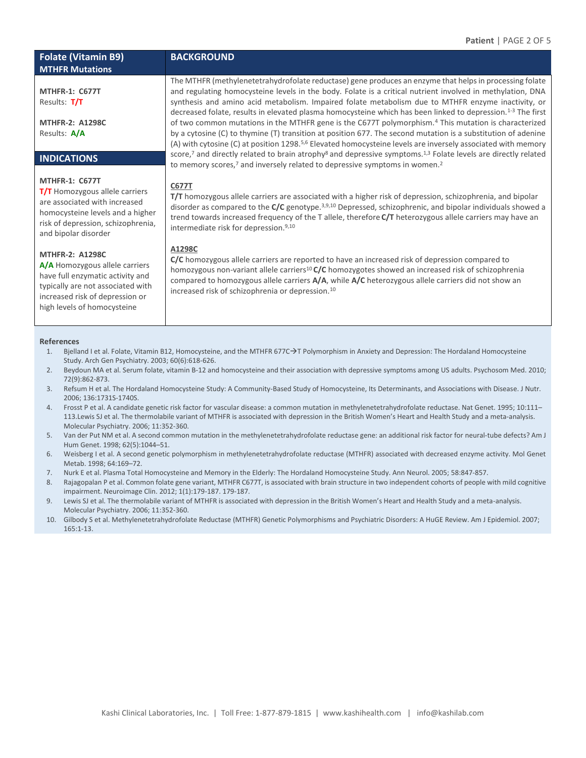## Folate (Vitamin B9)
### MTHFR Mutations

**MTHFR-1: C677T**
Results: **T/T**

**MTHFR-2: A1298C**
Results: **A/A**

## INDICATIONS

**MTHFR-1: C677T**
**T/T** Homozygous allele carriers are associated with increased homocysteine levels and a higher risk of depression, schizophrenia, and bipolar disorder

**MTHFR-2: A1298C**
**A/A** Homozygous allele carriers have full enzymatic activity and typically are not associated with increased risk of depression or high levels of homocysteine

## BACKGROUND

The MTHFR (methylenetetrahydrofolate reductase) gene produces an enzyme that helps in processing folate and regulating homocysteine levels in the body. Folate is a critical nutrient involved in methylation, DNA synthesis and amino acid metabolism. Impaired folate metabolism due to MTHFR enzyme inactivity, or decreased folate, results in elevated plasma homocysteine which has been linked to depression.[1-3] The first of two common mutations in the MTHFR gene is the C677T polymorphism.[4] This mutation is characterized by a cytosine (C) to thymine (T) transition at position 677. The second mutation is a substitution of adenine (A) with cytosine (C) at position 1298.[5,6] Elevated homocysteine levels are inversely associated with memory score,[7] and directly related to brain atrophy[8] and depressive symptoms.[1,3] Folate levels are directly related to memory scores,[7] and inversely related to depressive symptoms in women.[2]

**C677T**

**T/T** homozygous allele carriers are associated with a higher risk of depression, schizophrenia, and bipolar disorder as compared to the **C/C** genotype.[3,9,10] Depressed, schizophrenic, and bipolar individuals showed a trend towards increased frequency of the T allele, therefore **C/T** heterozygous allele carriers may have an intermediate risk for depression.[9,10]

**A1298C**

**C/C** homozygous allele carriers are reported to have an increased risk of depression compared to homozygous non-variant allele carriers[10] **C/C** homozygotes showed an increased risk of schizophrenia compared to homozygous allele carriers **A/A**, while **A/C** heterozygous allele carriers did not show an increased risk of schizophrenia or depression.[10]

### References

1. Bjelland I et al. Folate, Vitamin B12, Homocysteine, and the MTHFR 677C→T Polymorphism in Anxiety and Depression: The Hordaland Homocysteine Study. Arch Gen Psychiatry. 2003; 60(6):618-626.
2. Beydoun MA et al. Serum folate, vitamin B-12 and homocysteine and their association with depressive symptoms among US adults. Psychosom Med. 2010; 72(9):862-873.
3. Refsum H et al. The Hordaland Homocysteine Study: A Community-Based Study of Homocysteine, Its Determinants, and Associations with Disease. J Nutr. 2006; 136:1731S-1740S.
4. Frosst P et al. A candidate genetic risk factor for vascular disease: a common mutation in methylenetetrahydrofolate reductase. Nat Genet. 1995; 10:111–113.Lewis SJ et al. The thermolabile variant of MTHFR is associated with depression in the British Women's Heart and Health Study and a meta-analysis. Molecular Psychiatry. 2006; 11:352-360.
5. Van der Put NM et al. A second common mutation in the methylenetetrahydrofolate reductase gene: an additional risk factor for neural-tube defects? Am J Hum Genet. 1998; 62(5):1044–51.
6. Weisberg I et al. A second genetic polymorphism in methylenetetrahydrofolate reductase (MTHFR) associated with decreased enzyme activity. Mol Genet Metab. 1998; 64:169–72.
7. Nurk E et al. Plasma Total Homocysteine and Memory in the Elderly: The Hordaland Homocysteine Study. Ann Neurol. 2005; 58:847-857.
8. Rajagopalan P et al. Common folate gene variant, MTHFR C677T, is associated with brain structure in two independent cohorts of people with mild cognitive impairment. Neuroimage Clin. 2012; 1(1):179-187. 179-187.
9. Lewis SJ et al. The thermolabile variant of MTHFR is associated with depression in the British Women's Heart and Health Study and a meta-analysis. Molecular Psychiatry. 2006; 11:352-360.
10. Gilbody S et al. Methylenetetrahydrofolate Reductase (MTHFR) Genetic Polymorphisms and Psychiatric Disorders: A HuGE Review. Am J Epidemiol. 2007; 165:1-13.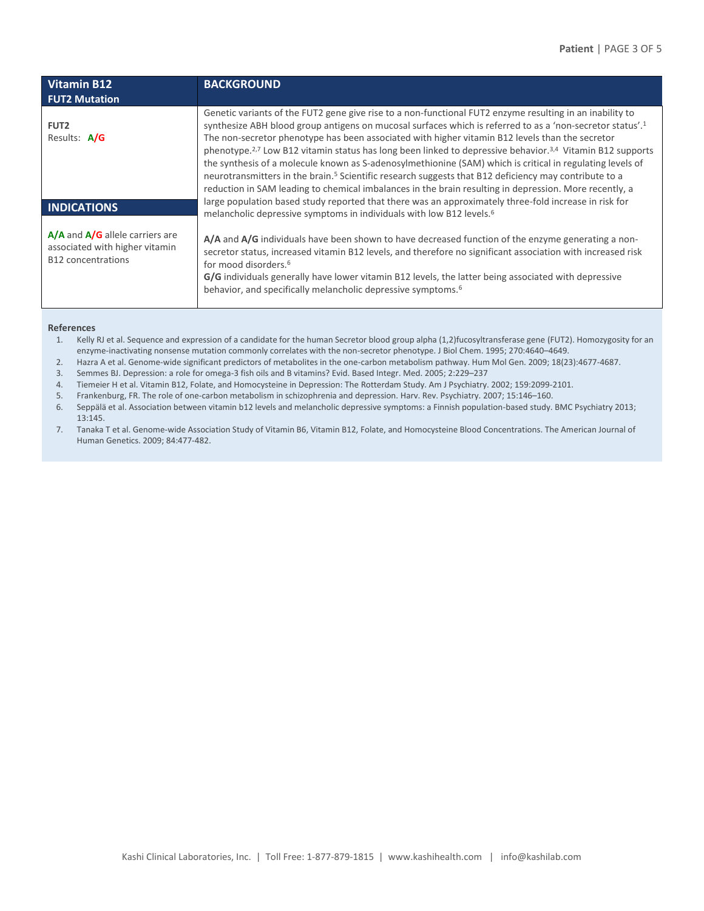| Vitamin B12<br>FUT2 Mutation | BACKGROUND |
|---|---|
| **FUT2**<br>Results: **A/G** | Genetic variants of the FUT2 gene give rise to a non-functional FUT2 enzyme resulting in an inability to synthesize ABH blood group antigens on mucosal surfaces which is referred to as a 'non-secretor status'.[1] The non-secretor phenotype has been associated with higher vitamin B12 levels than the secretor phenotype.[2,7] Low B12 vitamin status has long been linked to depressive behavior.[3,4] Vitamin B12 supports the synthesis of a molecule known as S-adenosylmethionine (SAM) which is critical in regulating levels of neurotransmitters in the brain.[5] Scientific research suggests that B12 deficiency may contribute to a reduction in SAM leading to chemical imbalances in the brain resulting in depression. More recently, a large population based study reported that there was an approximately three-fold increase in risk for melancholic depressive symptoms in individuals with low B12 levels.[6] |
| **INDICATIONS** | |
| **A/A** and **A/G** allele carriers are associated with higher vitamin B12 concentrations | **A/A** and **A/G** individuals have been shown to have decreased function of the enzyme generating a non-secretor status, increased vitamin B12 levels, and therefore no significant association with increased risk for mood disorders.[6]<br>**G/G** individuals generally have lower vitamin B12 levels, the latter being associated with depressive behavior, and specifically melancholic depressive symptoms.[6] |

**References**

1. Kelly RJ et al. Sequence and expression of a candidate for the human Secretor blood group alpha (1,2)fucosyltransferase gene (FUT2). Homozygosity for an enzyme-inactivating nonsense mutation commonly correlates with the non-secretor phenotype. J Biol Chem. 1995; 270:4640–4649.
2. Hazra A et al. Genome-wide significant predictors of metabolites in the one-carbon metabolism pathway. Hum Mol Gen. 2009; 18(23):4677-4687.
3. Semmes BJ. Depression: a role for omega-3 fish oils and B vitamins? Evid. Based Integr. Med. 2005; 2:229–237
4. Tiemeier H et al. Vitamin B12, Folate, and Homocysteine in Depression: The Rotterdam Study. Am J Psychiatry. 2002; 159:2099-2101.
5. Frankenburg, FR. The role of one-carbon metabolism in schizophrenia and depression. Harv. Rev. Psychiatry. 2007; 15:146–160.
6. Seppälä et al. Association between vitamin b12 levels and melancholic depressive symptoms: a Finnish population-based study. BMC Psychiatry 2013; 13:145.
7. Tanaka T et al. Genome-wide Association Study of Vitamin B6, Vitamin B12, Folate, and Homocysteine Blood Concentrations. The American Journal of Human Genetics. 2009; 84:477-482.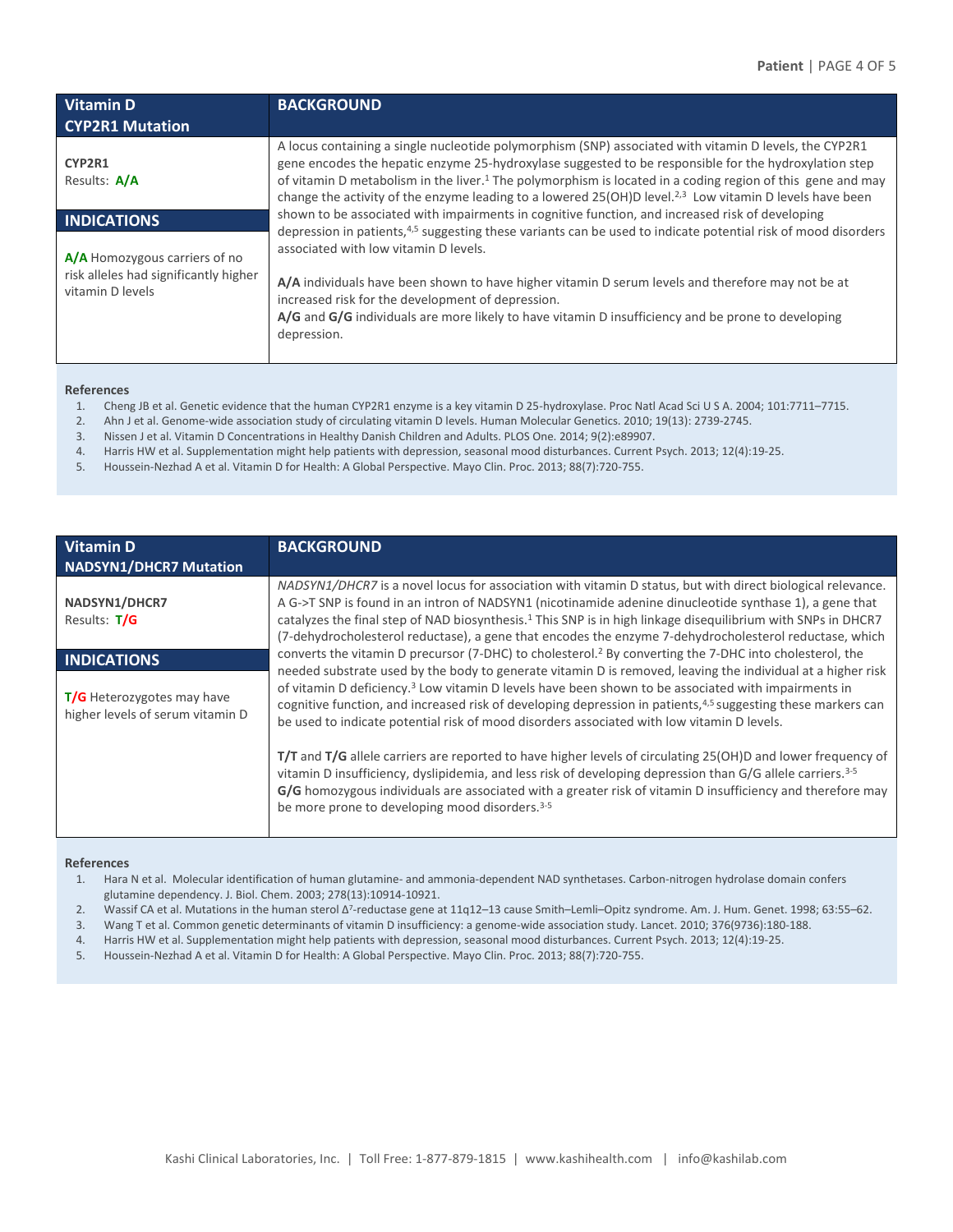| Vitamin D CYP2R1 Mutation | BACKGROUND |
|---|---|
| **CYP2R1** Results: **A/A** | A locus containing a single nucleotide polymorphism (SNP) associated with vitamin D levels, the CYP2R1 gene encodes the hepatic enzyme 25-hydroxylase suggested to be responsible for the hydroxylation step of vitamin D metabolism in the liver.[1] The polymorphism is located in a coding region of this gene and may change the activity of the enzyme leading to a lowered 25(OH)D level.[2,3] Low vitamin D levels have been shown to be associated with impairments in cognitive function, and increased risk of developing depression in patients,[4,5] suggesting these variants can be used to indicate potential risk of mood disorders associated with low vitamin D levels. |
| **INDICATIONS** | **A/A** individuals have been shown to have higher vitamin D serum levels and therefore may not be at increased risk for the development of depression. |
| **A/A** Homozygous carriers of no risk alleles had significantly higher vitamin D levels | **A/G** and **G/G** individuals are more likely to have vitamin D insufficiency and be prone to developing depression. |

**References**

1. Cheng JB et al. Genetic evidence that the human CYP2R1 enzyme is a key vitamin D 25-hydroxylase. Proc Natl Acad Sci U S A. 2004; 101:7711–7715.
2. Ahn J et al. Genome-wide association study of circulating vitamin D levels. Human Molecular Genetics. 2010; 19(13): 2739-2745.
3. Nissen J et al. Vitamin D Concentrations in Healthy Danish Children and Adults. PLOS One. 2014; 9(2):e89907.
4. Harris HW et al. Supplementation might help patients with depression, seasonal mood disturbances. Current Psych. 2013; 12(4):19-25.
5. Houssein-Nezhad A et al. Vitamin D for Health: A Global Perspective. Mayo Clin. Proc. 2013; 88(7):720-755.

| Vitamin D NADSYN1/DHCR7 Mutation | BACKGROUND |
|---|---|
| **NADSYN1/DHCR7** Results: **T/G** | *NADSYN1/DHCR7* is a novel locus for association with vitamin D status, but with direct biological relevance. A G->T SNP is found in an intron of NADSYN1 (nicotinamide adenine dinucleotide synthase 1), a gene that catalyzes the final step of NAD biosynthesis.[1] This SNP is in high linkage disequilibrium with SNPs in DHCR7 (7-dehydrocholesterol reductase), a gene that encodes the enzyme 7-dehydrocholesterol reductase, which converts the vitamin D precursor (7-DHC) to cholesterol.[2] By converting the 7-DHC into cholesterol, the needed substrate used by the body to generate vitamin D is removed, leaving the individual at a higher risk of vitamin D deficiency.[3] Low vitamin D levels have been shown to be associated with impairments in cognitive function, and increased risk of developing depression in patients,[4,5] suggesting these markers can be used to indicate potential risk of mood disorders associated with low vitamin D levels. |
| **INDICATIONS** | **T/T** and **T/G** allele carriers are reported to have higher levels of circulating 25(OH)D and lower frequency of vitamin D insufficiency, dyslipidemia, and less risk of developing depression than G/G allele carriers.[3-5] |
| **T/G** Heterozygotes may have higher levels of serum vitamin D | **G/G** homozygous individuals are associated with a greater risk of vitamin D insufficiency and therefore may be more prone to developing mood disorders.[3-5] |

**References**

1. Hara N et al. Molecular identification of human glutamine- and ammonia-dependent NAD synthetases. Carbon-nitrogen hydrolase domain confers glutamine dependency. J. Biol. Chem. 2003; 278(13):10914-10921.
2. Wassif CA et al. Mutations in the human sterol $\Delta^7$-reductase gene at 11q12–13 cause Smith–Lemli–Opitz syndrome. Am. J. Hum. Genet. 1998; 63:55–62.
3. Wang T et al. Common genetic determinants of vitamin D insufficiency: a genome-wide association study. Lancet. 2010; 376(9736):180-188.
4. Harris HW et al. Supplementation might help patients with depression, seasonal mood disturbances. Current Psych. 2013; 12(4):19-25.
5. Houssein-Nezhad A et al. Vitamin D for Health: A Global Perspective. Mayo Clin. Proc. 2013; 88(7):720-755.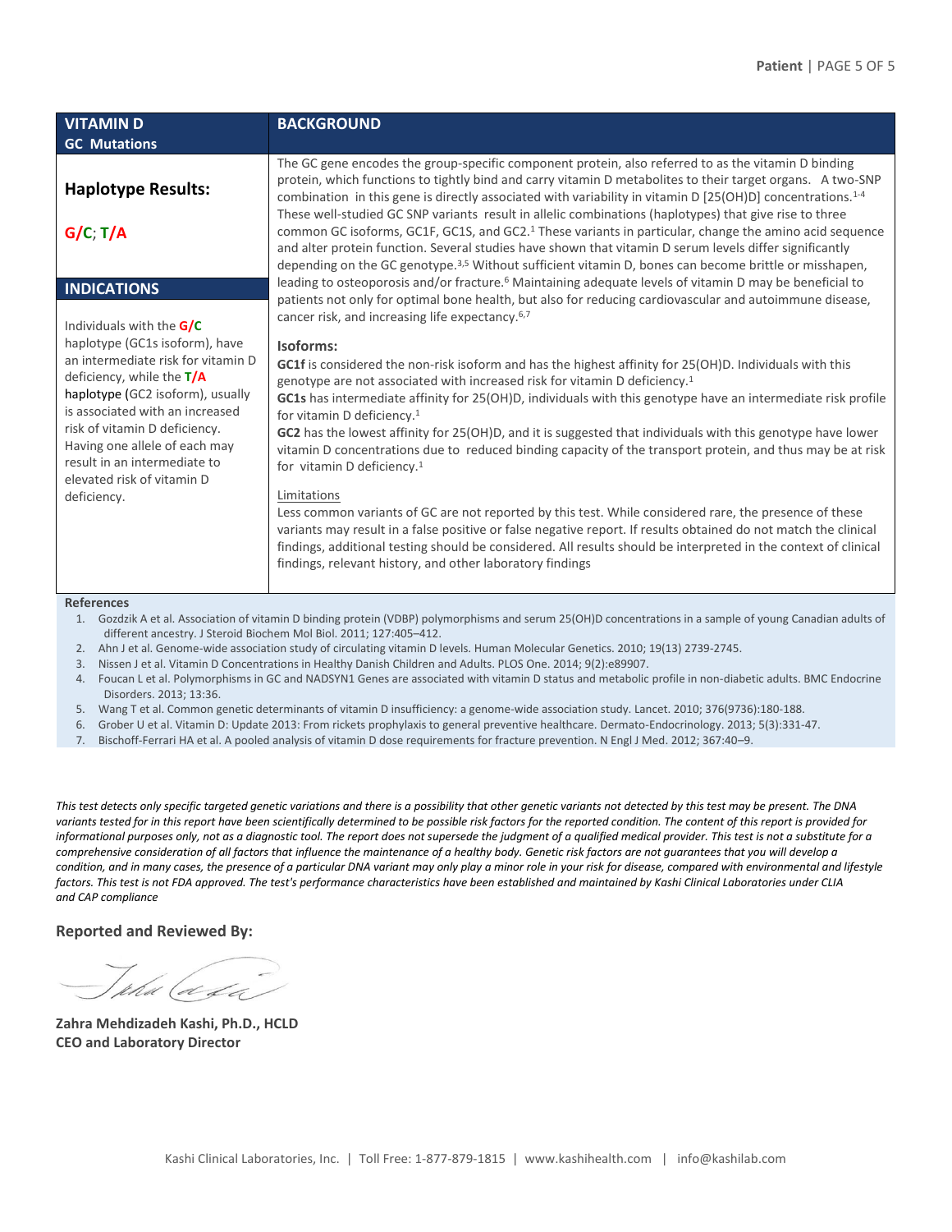## VITAMIN D
### GC Mutations

**Haplotype Results:**

**G/C; T/A**

### INDICATIONS

Individuals with the **G/C** haplotype (GC1s isoform), have an intermediate risk for vitamin D deficiency, while the **T/A** haplotype (GC2 isoform), usually is associated with an increased risk of vitamin D deficiency. Having one allele of each may result in an intermediate to elevated risk of vitamin D deficiency.

### BACKGROUND

The GC gene encodes the group-specific component protein, also referred to as the vitamin D binding protein, which functions to tightly bind and carry vitamin D metabolites to their target organs. A two-SNP combination in this gene is directly associated with variability in vitamin D [25(OH)D] concentrations.[1-4] These well-studied GC SNP variants result in allelic combinations (haplotypes) that give rise to three common GC isoforms, GC1F, GC1S, and GC2.[1] These variants in particular, change the amino acid sequence and alter protein function. Several studies have shown that vitamin D serum levels differ significantly depending on the GC genotype.[3,5] Without sufficient vitamin D, bones can become brittle or misshapen, leading to osteoporosis and/or fracture.[6] Maintaining adequate levels of vitamin D may be beneficial to patients not only for optimal bone health, but also for reducing cardiovascular and autoimmune disease, cancer risk, and increasing life expectancy.[6,7]

**Isoforms:**

**GC1f** is considered the non-risk isoform and has the highest affinity for 25(OH)D. Individuals with this genotype are not associated with increased risk for vitamin D deficiency.[1]

**GC1s** has intermediate affinity for 25(OH)D, individuals with this genotype have an intermediate risk profile for vitamin D deficiency.[1]

**GC2** has the lowest affinity for 25(OH)D, and it is suggested that individuals with this genotype have lower vitamin D concentrations due to reduced binding capacity of the transport protein, and thus may be at risk for vitamin D deficiency.[1]

Limitations

Less common variants of GC are not reported by this test. While considered rare, the presence of these variants may result in a false positive or false negative report. If results obtained do not match the clinical findings, additional testing should be considered. All results should be interpreted in the context of clinical findings, relevant history, and other laboratory findings

**References**

1. Gozdzik A et al. Association of vitamin D binding protein (VDBP) polymorphisms and serum 25(OH)D concentrations in a sample of young Canadian adults of different ancestry. J Steroid Biochem Mol Biol. 2011; 127:405–412.
2. Ahn J et al. Genome-wide association study of circulating vitamin D levels. Human Molecular Genetics. 2010; 19(13) 2739-2745.
3. Nissen J et al. Vitamin D Concentrations in Healthy Danish Children and Adults. PLOS One. 2014; 9(2):e89907.
4. Foucan L et al. Polymorphisms in GC and NADSYN1 Genes are associated with vitamin D status and metabolic profile in non-diabetic adults. BMC Endocrine Disorders. 2013; 13:36.
5. Wang T et al. Common genetic determinants of vitamin D insufficiency: a genome-wide association study. Lancet. 2010; 376(9736):180-188.
6. Grober U et al. Vitamin D: Update 2013: From rickets prophylaxis to general preventive healthcare. Dermato-Endocrinology. 2013; 5(3):331-47.
7. Bischoff-Ferrari HA et al. A pooled analysis of vitamin D dose requirements for fracture prevention. N Engl J Med. 2012; 367:40–9.

*This test detects only specific targeted genetic variations and there is a possibility that other genetic variants not detected by this test may be present. The DNA variants tested for in this report have been scientifically determined to be possible risk factors for the reported condition. The content of this report is provided for informational purposes only, not as a diagnostic tool. The report does not supersede the judgment of a qualified medical provider. This test is not a substitute for a comprehensive consideration of all factors that influence the maintenance of a healthy body. Genetic risk factors are not guarantees that you will develop a condition, and in many cases, the presence of a particular DNA variant may only play a minor role in your risk for disease, compared with environmental and lifestyle factors. This test is not FDA approved. The test's performance characteristics have been established and maintained by Kashi Clinical Laboratories under CLIA and CAP compliance*

**Reported and Reviewed By:**

**Zahra Mehdizadeh Kashi, Ph.D., HCLD**
**CEO and Laboratory Director**

Kashi Clinical Laboratories, Inc. | Toll Free: 1-877-879-1815 | www.kashihealth.com | info@kashilab.com